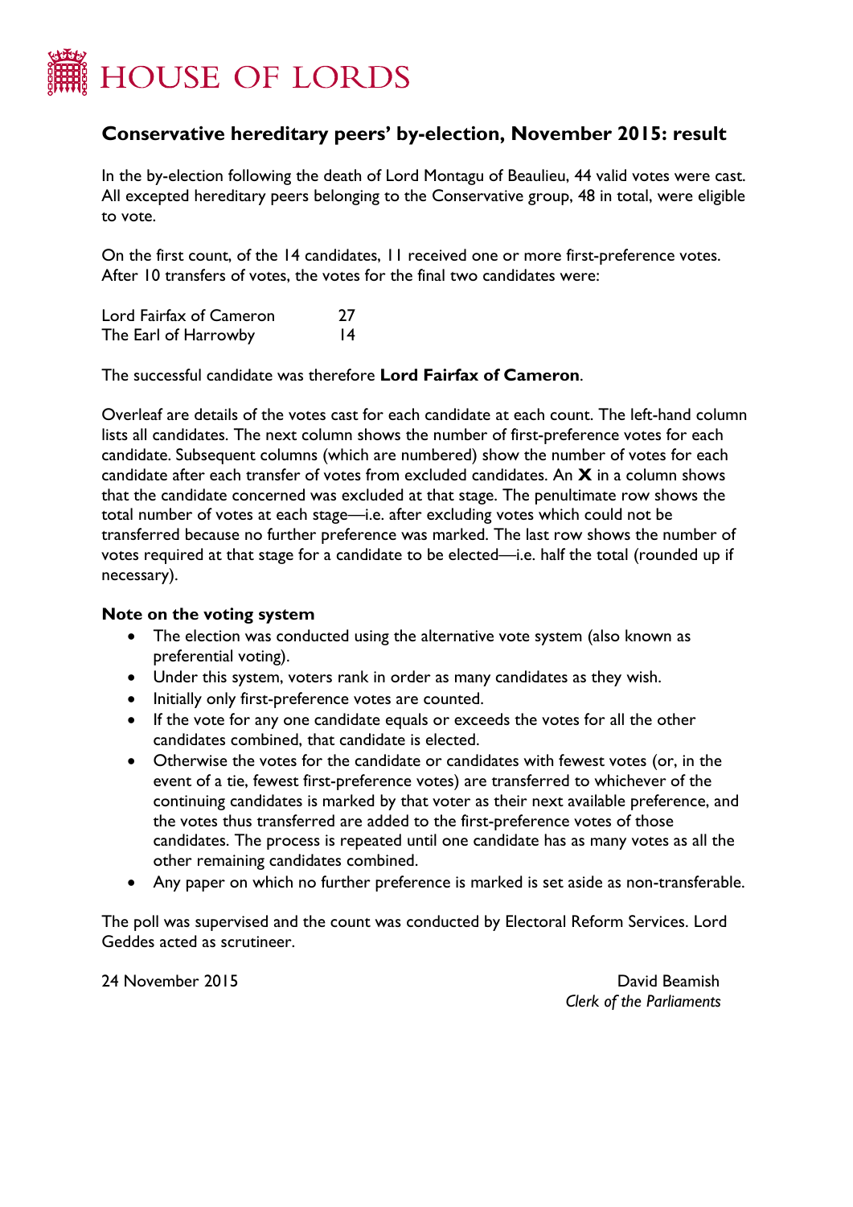HOUSE OF LORDS

## Conservative hereditary peers' by-election, November 2015: result

In the by-election following the death of Lord Montagu of Beaulieu, 44 valid votes were cast. All excepted hereditary peers belonging to the Conservative group, 48 in total, were eligible to vote.

On the first count, of the 14 candidates, 11 received one or more first-preference votes. After 10 transfers of votes, the votes for the final two candidates were:

| | |
|---|---|
| Lord Fairfax of Cameron | 27 |
| The Earl of Harrowby | 14 |

The successful candidate was therefore **Lord Fairfax of Cameron**.

Overleaf are details of the votes cast for each candidate at each count. The left-hand column lists all candidates. The next column shows the number of first-preference votes for each candidate. Subsequent columns (which are numbered) show the number of votes for each candidate after each transfer of votes from excluded candidates. An **X** in a column shows that the candidate concerned was excluded at that stage. The penultimate row shows the total number of votes at each stage—i.e. after excluding votes which could not be transferred because no further preference was marked. The last row shows the number of votes required at that stage for a candidate to be elected—i.e. half the total (rounded up if necessary).

### Note on the voting system

- The election was conducted using the alternative vote system (also known as preferential voting).
- Under this system, voters rank in order as many candidates as they wish.
- Initially only first-preference votes are counted.
- If the vote for any one candidate equals or exceeds the votes for all the other candidates combined, that candidate is elected.
- Otherwise the votes for the candidate or candidates with fewest votes (or, in the event of a tie, fewest first-preference votes) are transferred to whichever of the continuing candidates is marked by that voter as their next available preference, and the votes thus transferred are added to the first-preference votes of those candidates. The process is repeated until one candidate has as many votes as all the other remaining candidates combined.
- Any paper on which no further preference is marked is set aside as non-transferable.

The poll was supervised and the count was conducted by Electoral Reform Services. Lord Geddes acted as scrutineer.

24 November 2015

David Beamish
*Clerk of the Parliaments*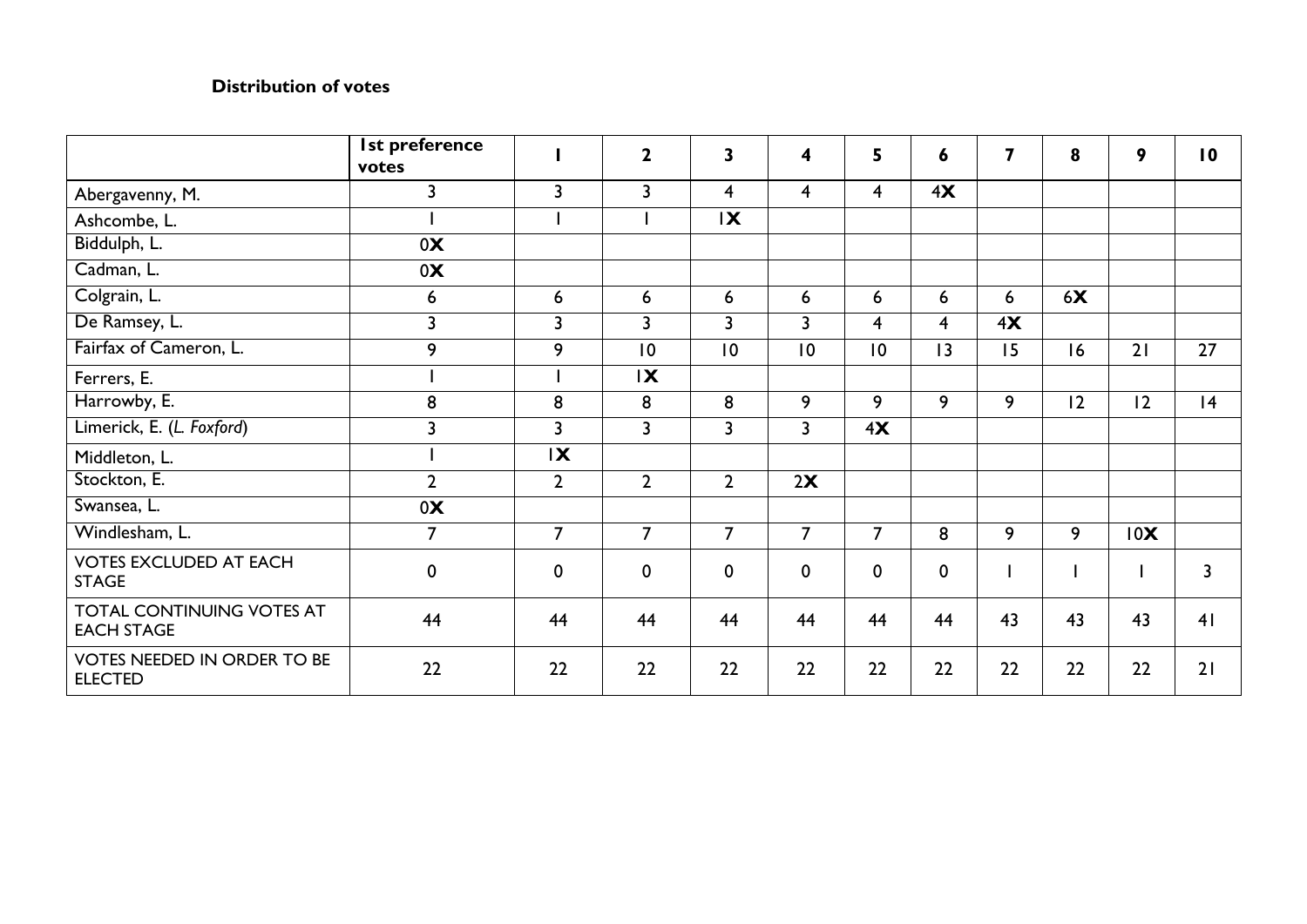**Distribution of votes**

| | **1st preference votes** | **1** | **2** | **3** | **4** | **5** | **6** | **7** | **8** | **9** | **10** |
|---|---|---|---|---|---|---|---|---|---|---|---|
| Abergavenny, M. | 3 | 3 | 3 | 4 | 4 | 4 | 4**X** | | | | |
| Ashcombe, L. | 1 | 1 | 1 | 1**X** | | | | | | | |
| Biddulph, L. | 0**X** | | | | | | | | | | |
| Cadman, L. | 0**X** | | | | | | | | | | |
| Colgrain, L. | 6 | 6 | 6 | 6 | 6 | 6 | 6 | 6 | 6**X** | | |
| De Ramsey, L. | 3 | 3 | 3 | 3 | 3 | 4 | 4 | 4**X** | | | |
| Fairfax of Cameron, L. | 9 | 9 | 10 | 10 | 10 | 10 | 13 | 15 | 16 | 21 | 27 |
| Ferrers, E. | 1 | 1 | 1**X** | | | | | | | | |
| Harrowby, E. | 8 | 8 | 8 | 8 | 9 | 9 | 9 | 9 | 12 | 12 | 14 |
| Limerick, E. (*L. Foxford*) | 3 | 3 | 3 | 3 | 3 | 4**X** | | | | | |
| Middleton, L. | 1 | 1**X** | | | | | | | | | |
| Stockton, E. | 2 | 2 | 2 | 2 | 2**X** | | | | | | |
| Swansea, L. | 0**X** | | | | | | | | | | |
| Windlesham, L. | 7 | 7 | 7 | 7 | 7 | 7 | 8 | 9 | 9 | 10**X** | |
| VOTES EXCLUDED AT EACH STAGE | 0 | 0 | 0 | 0 | 0 | 0 | 0 | 1 | 1 | 1 | 3 |
| TOTAL CONTINUING VOTES AT EACH STAGE | 44 | 44 | 44 | 44 | 44 | 44 | 44 | 43 | 43 | 43 | 41 |
| VOTES NEEDED IN ORDER TO BE ELECTED | 22 | 22 | 22 | 22 | 22 | 22 | 22 | 22 | 22 | 22 | 21 |